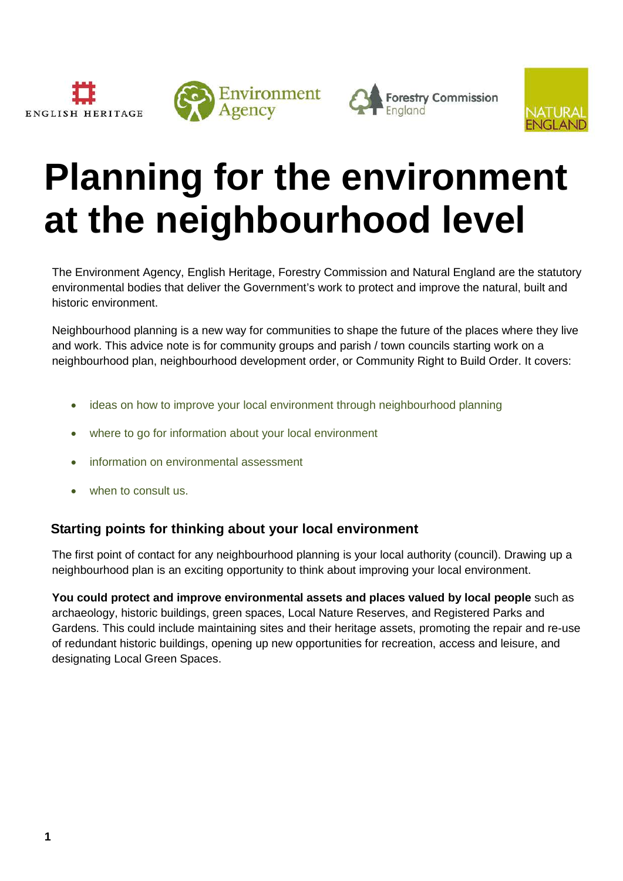# Planning for the environment at the neighbourhood level

The Environment Agency, English Heritage, Forestry Commission and Natural England are the statutory environmental bodies that deliver the Government's work to protect and improve the natural, built and historic environment.

Neighbourhood planning is a new way for communities to shape the future of the places where they live and work. This advice note is for community groups and parish / town councils starting work on a neighbourhood plan, neighbourhood development order, or Community Right to Build Order. It covers:

- ideas on how to improve your local environment through neighbourhood planning
- where to go for information about your local environment
- information on environmental assessment
- when to consult us.

## Starting points for thinking about your local environment

The first point of contact for any neighbourhood planning is your local authority (council). Drawing up a neighbourhood plan is an exciting opportunity to think about improving your local environment.

**You could protect and improve environmental assets and places valued by local people** such as archaeology, historic buildings, green spaces, Local Nature Reserves, and Registered Parks and Gardens. This could include maintaining sites and their heritage assets, promoting the repair and re-use of redundant historic buildings, opening up new opportunities for recreation, access and leisure, and designating Local Green Spaces.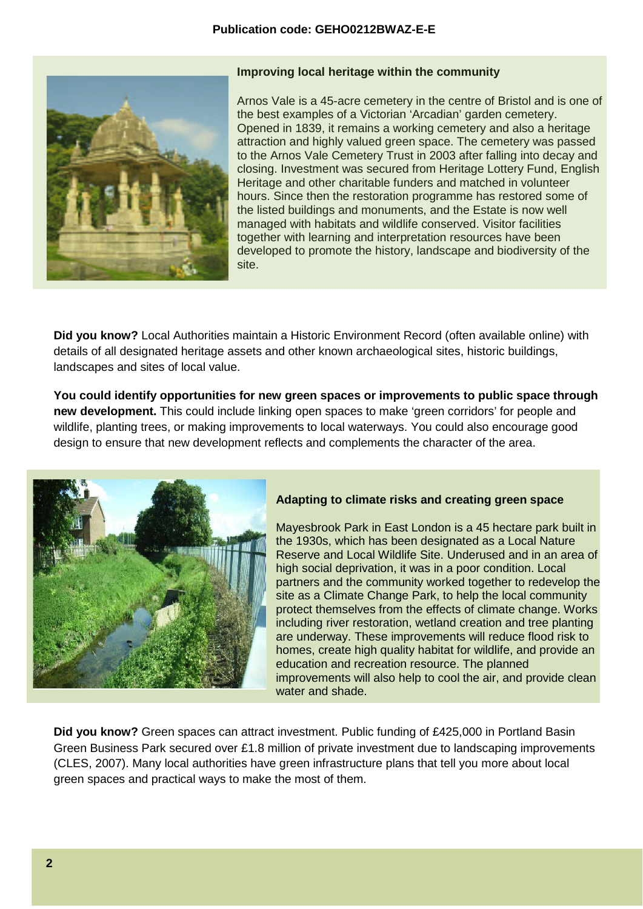Publication code: GEHO0212BWAZ-E-E

### Improving local heritage within the community

Arnos Vale is a 45-acre cemetery in the centre of Bristol and is one of the best examples of a Victorian 'Arcadian' garden cemetery. Opened in 1839, it remains a working cemetery and also a heritage attraction and highly valued green space. The cemetery was passed to the Arnos Vale Cemetery Trust in 2003 after falling into decay and closing. Investment was secured from Heritage Lottery Fund, English Heritage and other charitable funders and matched in volunteer hours. Since then the restoration programme has restored some of the listed buildings and monuments, and the Estate is now well managed with habitats and wildlife conserved. Visitor facilities together with learning and interpretation resources have been developed to promote the history, landscape and biodiversity of the site.

**Did you know?** Local Authorities maintain a Historic Environment Record (often available online) with details of all designated heritage assets and other known archaeological sites, historic buildings, landscapes and sites of local value.

**You could identify opportunities for new green spaces or improvements to public space through new development.** This could include linking open spaces to make 'green corridors' for people and wildlife, planting trees, or making improvements to local waterways. You could also encourage good design to ensure that new development reflects and complements the character of the area.

### Adapting to climate risks and creating green space

Mayesbrook Park in East London is a 45 hectare park built in the 1930s, which has been designated as a Local Nature Reserve and Local Wildlife Site. Underused and in an area of high social deprivation, it was in a poor condition. Local partners and the community worked together to redevelop the site as a Climate Change Park, to help the local community protect themselves from the effects of climate change. Works including river restoration, wetland creation and tree planting are underway. These improvements will reduce flood risk to homes, create high quality habitat for wildlife, and provide an education and recreation resource. The planned improvements will also help to cool the air, and provide clean water and shade.

**Did you know?** Green spaces can attract investment. Public funding of £425,000 in Portland Basin Green Business Park secured over £1.8 million of private investment due to landscaping improvements (CLES, 2007). Many local authorities have green infrastructure plans that tell you more about local green spaces and practical ways to make the most of them.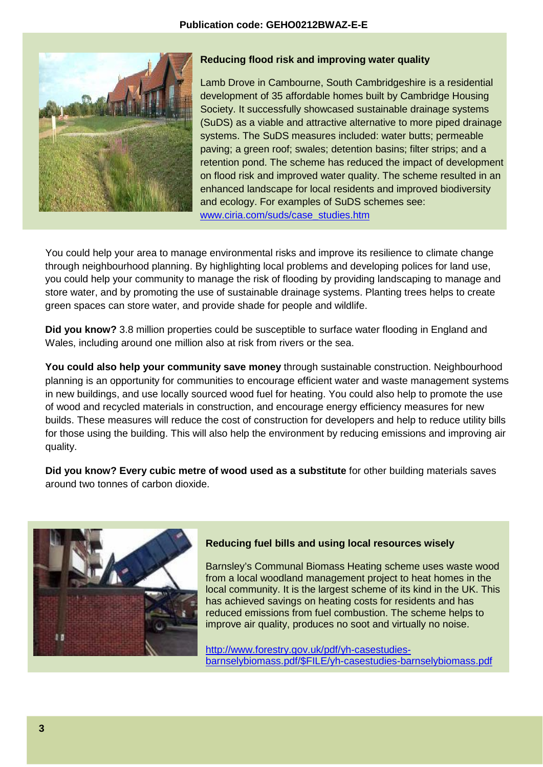Publication code: GEHO0212BWAZ-E-E

### Reducing flood risk and improving water quality

Lamb Drove in Cambourne, South Cambridgeshire is a residential development of 35 affordable homes built by Cambridge Housing Society. It successfully showcased sustainable drainage systems (SuDS) as a viable and attractive alternative to more piped drainage systems. The SuDS measures included: water butts; permeable paving; a green roof; swales; detention basins; filter strips; and a retention pond. The scheme has reduced the impact of development on flood risk and improved water quality. The scheme resulted in an enhanced landscape for local residents and improved biodiversity and ecology. For examples of SuDS schemes see: www.ciria.com/suds/case_studies.htm

You could help your area to manage environmental risks and improve its resilience to climate change through neighbourhood planning. By highlighting local problems and developing polices for land use, you could help your community to manage the risk of flooding by providing landscaping to manage and store water, and by promoting the use of sustainable drainage systems. Planting trees helps to create green spaces can store water, and provide shade for people and wildlife.

**Did you know?** 3.8 million properties could be susceptible to surface water flooding in England and Wales, including around one million also at risk from rivers or the sea.

**You could also help your community save money** through sustainable construction. Neighbourhood planning is an opportunity for communities to encourage efficient water and waste management systems in new buildings, and use locally sourced wood fuel for heating. You could also help to promote the use of wood and recycled materials in construction, and encourage energy efficiency measures for new builds. These measures will reduce the cost of construction for developers and help to reduce utility bills for those using the building. This will also help the environment by reducing emissions and improving air quality.

**Did you know? Every cubic metre of wood used as a substitute** for other building materials saves around two tonnes of carbon dioxide.

### Reducing fuel bills and using local resources wisely

Barnsley's Communal Biomass Heating scheme uses waste wood from a local woodland management project to heat homes in the local community. It is the largest scheme of its kind in the UK. This has achieved savings on heating costs for residents and has reduced emissions from fuel combustion. The scheme helps to improve air quality, produces no soot and virtually no noise.

http://www.forestry.gov.uk/pdf/yh-casestudies-barnselybiomass.pdf/$FILE/yh-casestudies-barnselybiomass.pdf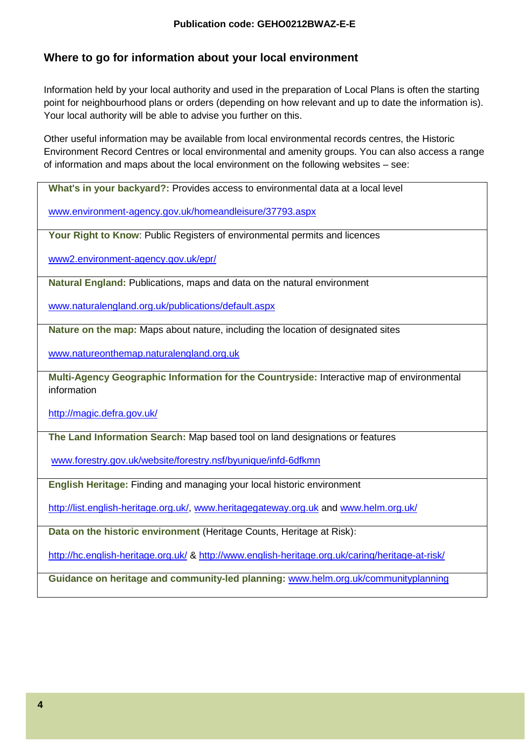Publication code: GEHO0212BWAZ-E-E

## Where to go for information about your local environment

Information held by your local authority and used in the preparation of Local Plans is often the starting point for neighbourhood plans or orders (depending on how relevant and up to date the information is). Your local authority will be able to advise you further on this.

Other useful information may be available from local environmental records centres, the Historic Environment Record Centres or local environmental and amenity groups. You can also access a range of information and maps about the local environment on the following websites – see:

| |
|---|
| **What's in your backyard?:** Provides access to environmental data at a local level<br><br>www.environment-agency.gov.uk/homeandleisure/37793.aspx |
| **Your Right to Know**: Public Registers of environmental permits and licences<br><br>www2.environment-agency.gov.uk/epr/ |
| **Natural England:** Publications, maps and data on the natural environment<br><br>www.naturalengland.org.uk/publications/default.aspx |
| **Nature on the map:** Maps about nature, including the location of designated sites<br><br>www.natureonthemap.naturalengland.org.uk |
| **Multi-Agency Geographic Information for the Countryside:** Interactive map of environmental information<br><br>http://magic.defra.gov.uk/ |
| **The Land Information Search:** Map based tool on land designations or features<br><br>www.forestry.gov.uk/website/forestry.nsf/byunique/infd-6dfkmn |
| **English Heritage:** Finding and managing your local historic environment<br><br>http://list.english-heritage.org.uk/, www.heritagegateway.org.uk and www.helm.org.uk/ |
| **Data on the historic environment** (Heritage Counts, Heritage at Risk):<br><br>http://hc.english-heritage.org.uk/ & http://www.english-heritage.org.uk/caring/heritage-at-risk/ |
| **Guidance on heritage and community-led planning:** www.helm.org.uk/communityplanning |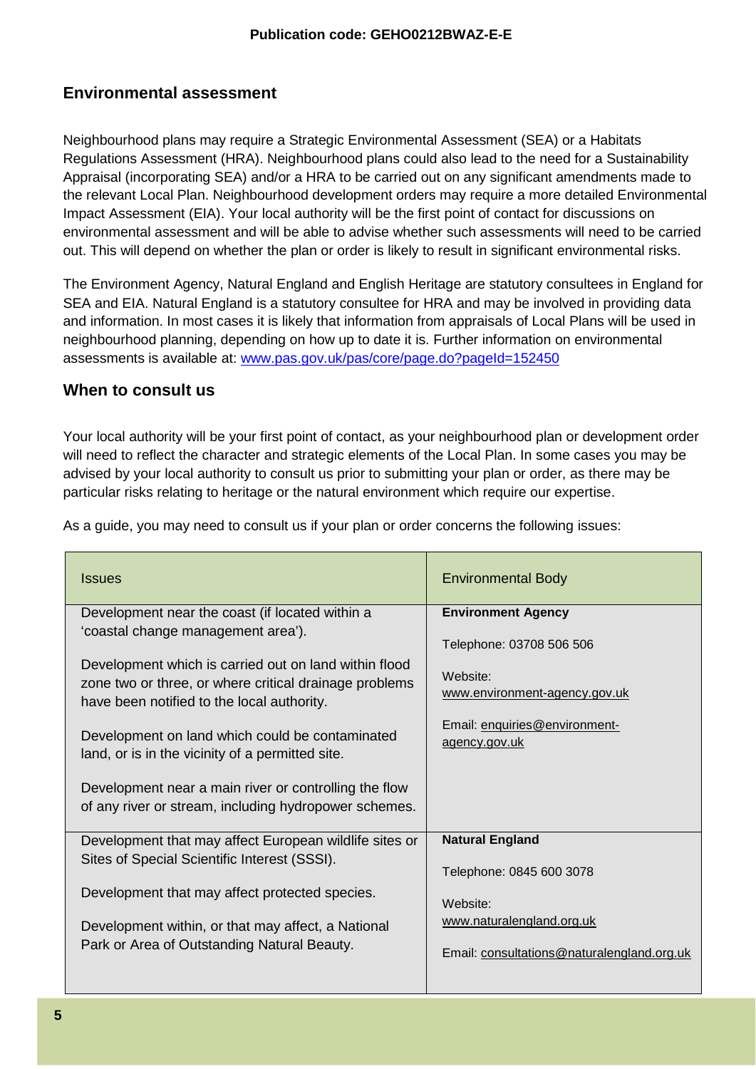Publication code: GEHO0212BWAZ-E-E

## Environmental assessment

Neighbourhood plans may require a Strategic Environmental Assessment (SEA) or a Habitats Regulations Assessment (HRA). Neighbourhood plans could also lead to the need for a Sustainability Appraisal (incorporating SEA) and/or a HRA to be carried out on any significant amendments made to the relevant Local Plan. Neighbourhood development orders may require a more detailed Environmental Impact Assessment (EIA). Your local authority will be the first point of contact for discussions on environmental assessment and will be able to advise whether such assessments will need to be carried out. This will depend on whether the plan or order is likely to result in significant environmental risks.

The Environment Agency, Natural England and English Heritage are statutory consultees in England for SEA and EIA. Natural England is a statutory consultee for HRA and may be involved in providing data and information. In most cases it is likely that information from appraisals of Local Plans will be used in neighbourhood planning, depending on how up to date it is. Further information on environmental assessments is available at: www.pas.gov.uk/pas/core/page.do?pageId=152450

## When to consult us

Your local authority will be your first point of contact, as your neighbourhood plan or development order will need to reflect the character and strategic elements of the Local Plan. In some cases you may be advised by your local authority to consult us prior to submitting your plan or order, as there may be particular risks relating to heritage or the natural environment which require our expertise.

As a guide, you may need to consult us if your plan or order concerns the following issues:

| Issues | Environmental Body |
|---|---|
| Development near the coast (if located within a 'coastal change management area').<br><br>Development which is carried out on land within flood zone two or three, or where critical drainage problems have been notified to the local authority.<br><br>Development on land which could be contaminated land, or is in the vicinity of a permitted site.<br><br>Development near a main river or controlling the flow of any river or stream, including hydropower schemes. | **Environment Agency**<br><br>Telephone: 03708 506 506<br><br>Website: www.environment-agency.gov.uk<br><br>Email: enquiries@environment-agency.gov.uk |
| Development that may affect European wildlife sites or Sites of Special Scientific Interest (SSSI).<br><br>Development that may affect protected species.<br><br>Development within, or that may affect, a National Park or Area of Outstanding Natural Beauty. | **Natural England**<br><br>Telephone: 0845 600 3078<br><br>Website: www.naturalengland.org.uk<br><br>Email: consultations@naturalengland.org.uk |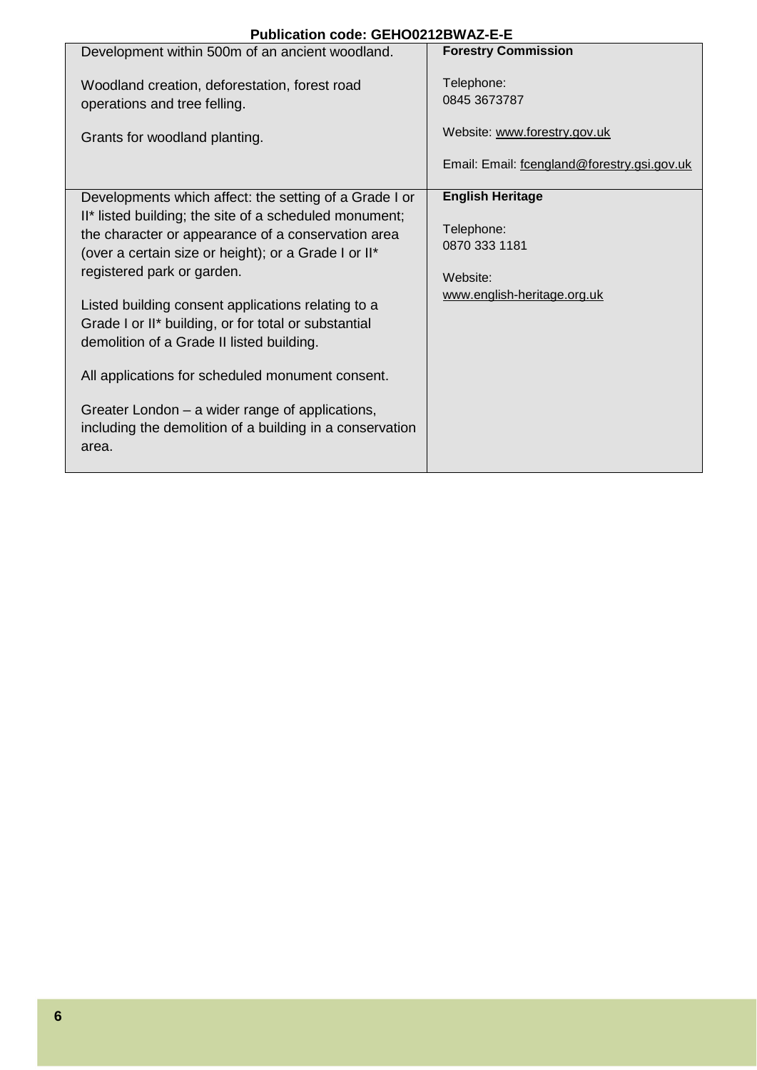**Publication code: GEHO0212BWAZ-E-E**

| | |
|---|---|
| Development within 500m of an ancient woodland.<br><br>Woodland creation, deforestation, forest road operations and tree felling.<br><br>Grants for woodland planting. | **Forestry Commission**<br><br>Telephone:<br>0845 3673787<br><br>Website: www.forestry.gov.uk<br><br>Email: Email: fcengland@forestry.gsi.gov.uk |
| Developments which affect: the setting of a Grade I or II* listed building; the site of a scheduled monument; the character or appearance of a conservation area (over a certain size or height); or a Grade I or II* registered park or garden.<br><br>Listed building consent applications relating to a Grade I or II* building, or for total or substantial demolition of a Grade II listed building.<br><br>All applications for scheduled monument consent.<br><br>Greater London – a wider range of applications, including the demolition of a building in a conservation area. | **English Heritage**<br><br>Telephone:<br>0870 333 1181<br><br>Website:<br>www.english-heritage.org.uk |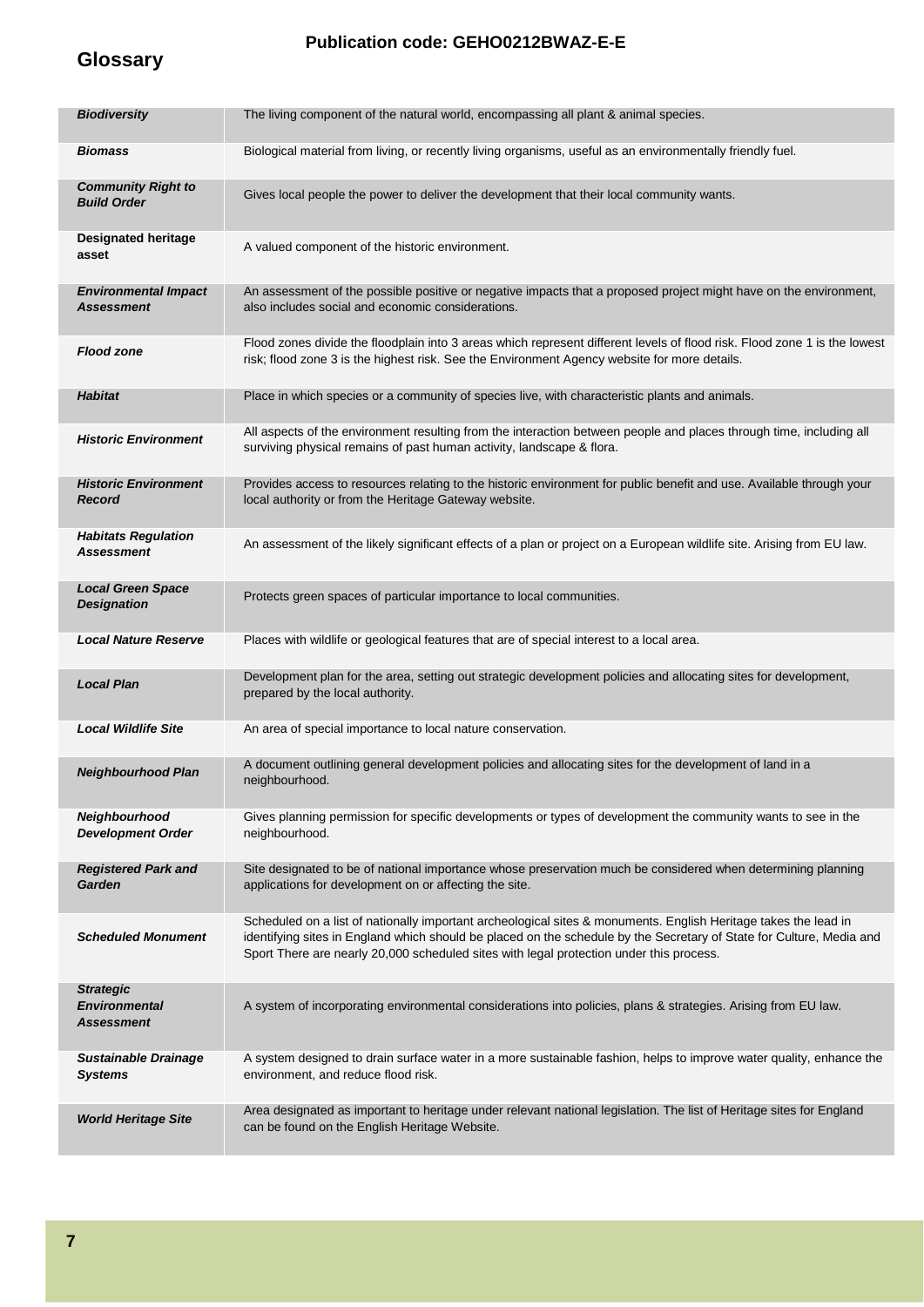Publication code: GEHO0212BWAZ-E-E

# Glossary

| | |
|---|---|
| ***Biodiversity*** | The living component of the natural world, encompassing all plant & animal species. |
| ***Biomass*** | Biological material from living, or recently living organisms, useful as an environmentally friendly fuel. |
| ***Community Right to Build Order*** | Gives local people the power to deliver the development that their local community wants. |
| **Designated heritage asset** | A valued component of the historic environment. |
| ***Environmental Impact Assessment*** | An assessment of the possible positive or negative impacts that a proposed project might have on the environment, also includes social and economic considerations. |
| ***Flood zone*** | Flood zones divide the floodplain into 3 areas which represent different levels of flood risk. Flood zone 1 is the lowest risk; flood zone 3 is the highest risk. See the Environment Agency website for more details. |
| ***Habitat*** | Place in which species or a community of species live, with characteristic plants and animals. |
| ***Historic Environment*** | All aspects of the environment resulting from the interaction between people and places through time, including all surviving physical remains of past human activity, landscape & flora. |
| ***Historic Environment Record*** | Provides access to resources relating to the historic environment for public benefit and use. Available through your local authority or from the Heritage Gateway website. |
| ***Habitats Regulation Assessment*** | An assessment of the likely significant effects of a plan or project on a European wildlife site. Arising from EU law. |
| ***Local Green Space Designation*** | Protects green spaces of particular importance to local communities. |
| ***Local Nature Reserve*** | Places with wildlife or geological features that are of special interest to a local area. |
| ***Local Plan*** | Development plan for the area, setting out strategic development policies and allocating sites for development, prepared by the local authority. |
| ***Local Wildlife Site*** | An area of special importance to local nature conservation. |
| ***Neighbourhood Plan*** | A document outlining general development policies and allocating sites for the development of land in a neighbourhood. |
| ***Neighbourhood Development Order*** | Gives planning permission for specific developments or types of development the community wants to see in the neighbourhood. |
| ***Registered Park and Garden*** | Site designated to be of national importance whose preservation much be considered when determining planning applications for development on or affecting the site. |
| ***Scheduled Monument*** | Scheduled on a list of nationally important archeological sites & monuments. English Heritage takes the lead in identifying sites in England which should be placed on the schedule by the Secretary of State for Culture, Media and Sport There are nearly 20,000 scheduled sites with legal protection under this process. |
| ***Strategic Environmental Assessment*** | A system of incorporating environmental considerations into policies, plans & strategies. Arising from EU law. |
| ***Sustainable Drainage Systems*** | A system designed to drain surface water in a more sustainable fashion, helps to improve water quality, enhance the environment, and reduce flood risk. |
| ***World Heritage Site*** | Area designated as important to heritage under relevant national legislation. The list of Heritage sites for England can be found on the English Heritage Website. |